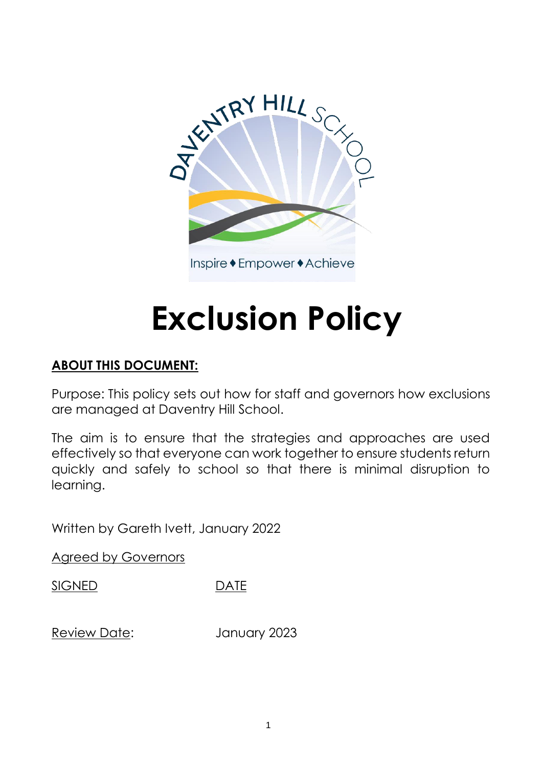# Exclusion Policy

**ABOUT THIS DOCUMENT:**

Purpose: This policy sets out how for staff and governors how exclusions are managed at Daventry Hill School.

The aim is to ensure that the strategies and approaches are used effectively so that everyone can work together to ensure students return quickly and safely to school so that there is minimal disruption to learning.

Written by Gareth Ivett, January 2022

Agreed by Governors

SIGNED DATE

Review Date: January 2023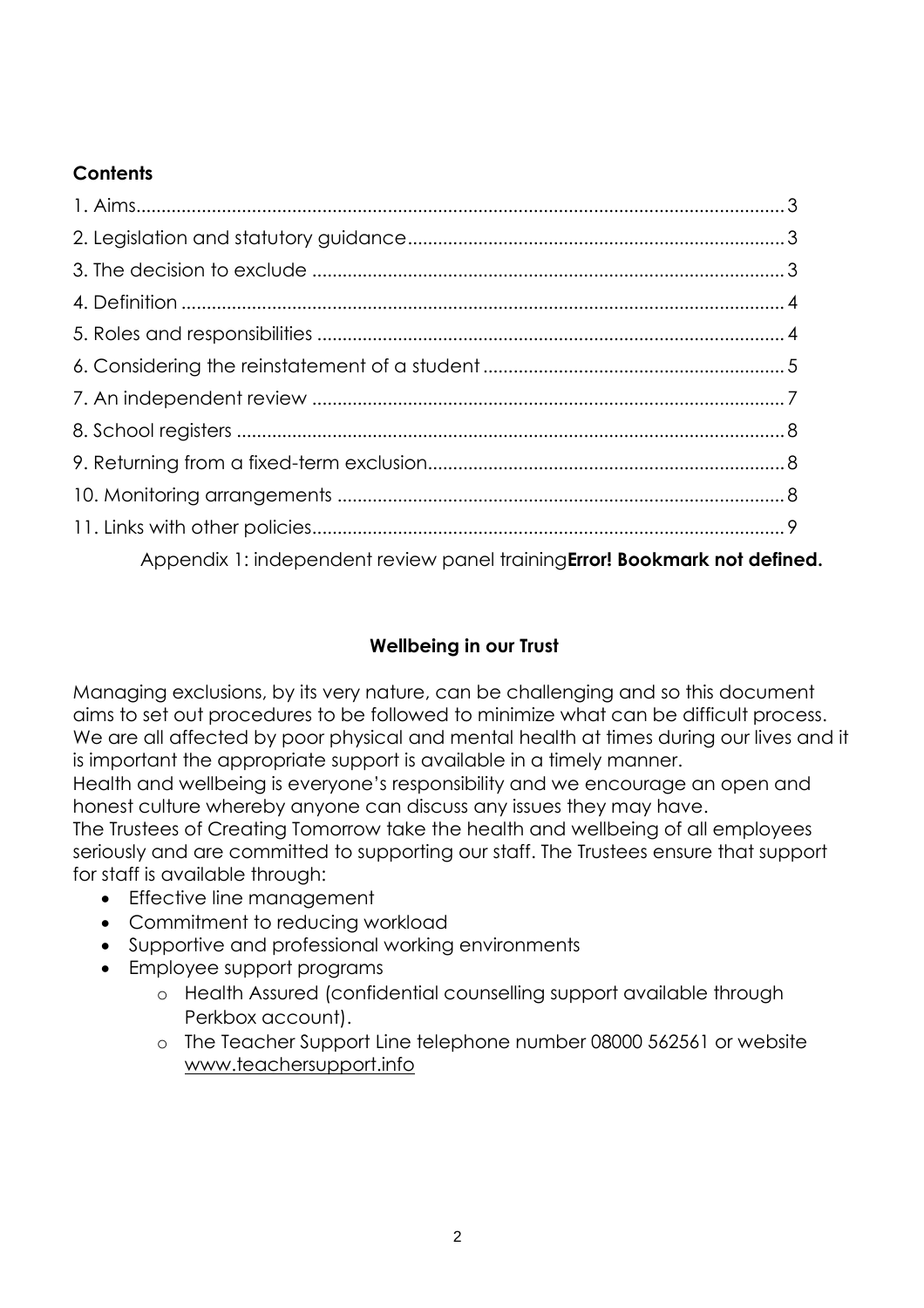**Contents**

1. Aims.................................................................................................................... 3
2. Legislation and statutory guidance........................................................................... 3
3. The decision to exclude .............................................................................................. 3
4. Definition ........................................................................................................................ 4
5. Roles and responsibilities ............................................................................................ 4
6. Considering the reinstatement of a student ............................................................. 5
7. An independent review .............................................................................................. 7
8. School registers ............................................................................................................. 8
9. Returning from a fixed-term exclusion....................................................................... 8
10. Monitoring arrangements ......................................................................................... 8
11. Links with other policies.............................................................................................. 9

Appendix 1: independent review panel training**Error! Bookmark not defined.**

**Wellbeing in our Trust**

Managing exclusions, by its very nature, can be challenging and so this document aims to set out procedures to be followed to minimize what can be difficult process. We are all affected by poor physical and mental health at times during our lives and it is important the appropriate support is available in a timely manner.

Health and wellbeing is everyone's responsibility and we encourage an open and honest culture whereby anyone can discuss any issues they may have.

The Trustees of Creating Tomorrow take the health and wellbeing of all employees seriously and are committed to supporting our staff. The Trustees ensure that support for staff is available through:

- Effective line management
- Commitment to reducing workload
- Supportive and professional working environments
- Employee support programs
    - Health Assured (confidential counselling support available through Perkbox account).
    - The Teacher Support Line telephone number 08000 562561 or website www.teachersupport.info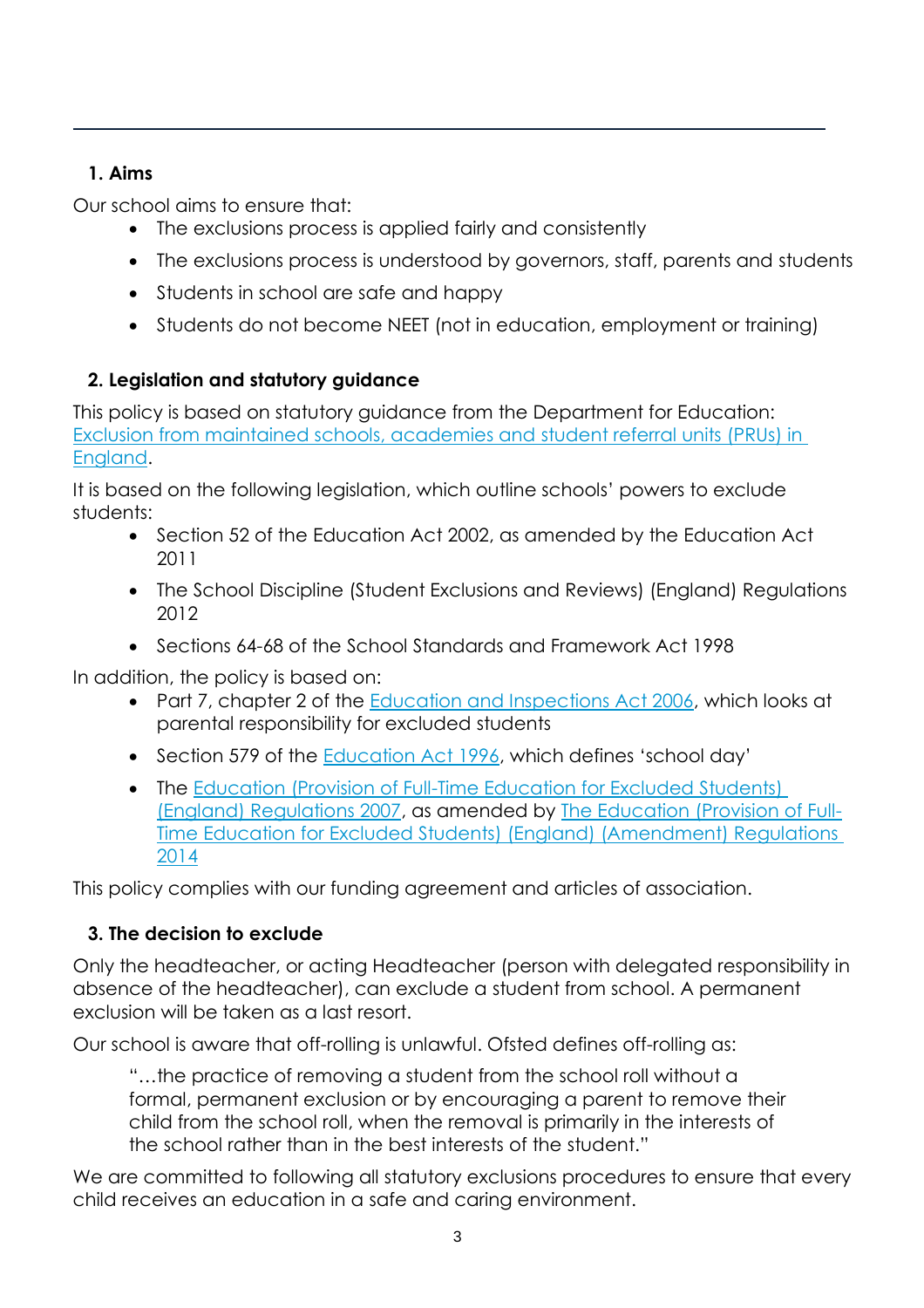## 1. Aims

Our school aims to ensure that:

- The exclusions process is applied fairly and consistently
- The exclusions process is understood by governors, staff, parents and students
- Students in school are safe and happy
- Students do not become NEET (not in education, employment or training)

## 2. Legislation and statutory guidance

This policy is based on statutory guidance from the Department for Education: Exclusion from maintained schools, academies and student referral units (PRUs) in England.

It is based on the following legislation, which outline schools' powers to exclude students:

- Section 52 of the Education Act 2002, as amended by the Education Act 2011
- The School Discipline (Student Exclusions and Reviews) (England) Regulations 2012
- Sections 64-68 of the School Standards and Framework Act 1998

In addition, the policy is based on:

- Part 7, chapter 2 of the Education and Inspections Act 2006, which looks at parental responsibility for excluded students
- Section 579 of the Education Act 1996, which defines 'school day'
- The Education (Provision of Full-Time Education for Excluded Students) (England) Regulations 2007, as amended by The Education (Provision of Full-Time Education for Excluded Students) (England) (Amendment) Regulations 2014

This policy complies with our funding agreement and articles of association.

## 3. The decision to exclude

Only the headteacher, or acting Headteacher (person with delegated responsibility in absence of the headteacher), can exclude a student from school. A permanent exclusion will be taken as a last resort.

Our school is aware that off-rolling is unlawful. Ofsted defines off-rolling as:

> "…the practice of removing a student from the school roll without a formal, permanent exclusion or by encouraging a parent to remove their child from the school roll, when the removal is primarily in the interests of the school rather than in the best interests of the student."

We are committed to following all statutory exclusions procedures to ensure that every child receives an education in a safe and caring environment.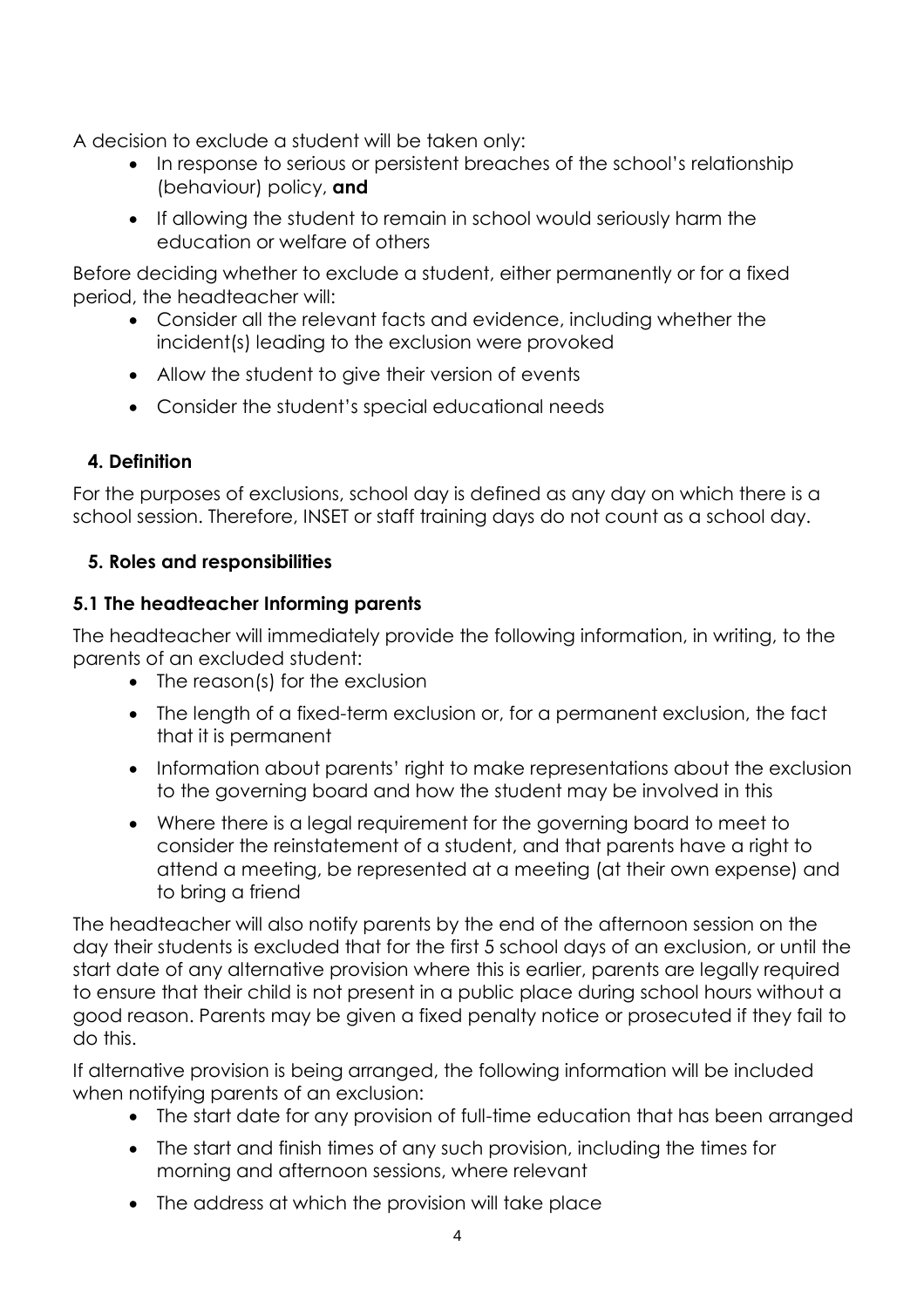A decision to exclude a student will be taken only:

- In response to serious or persistent breaches of the school's relationship (behaviour) policy, **and**
- If allowing the student to remain in school would seriously harm the education or welfare of others

Before deciding whether to exclude a student, either permanently or for a fixed period, the headteacher will:

- Consider all the relevant facts and evidence, including whether the incident(s) leading to the exclusion were provoked
- Allow the student to give their version of events
- Consider the student's special educational needs

## 4. Definition

For the purposes of exclusions, school day is defined as any day on which there is a school session. Therefore, INSET or staff training days do not count as a school day.

## 5. Roles and responsibilities

### 5.1 The headteacher Informing parents

The headteacher will immediately provide the following information, in writing, to the parents of an excluded student:

- The reason(s) for the exclusion
- The length of a fixed-term exclusion or, for a permanent exclusion, the fact that it is permanent
- Information about parents' right to make representations about the exclusion to the governing board and how the student may be involved in this
- Where there is a legal requirement for the governing board to meet to consider the reinstatement of a student, and that parents have a right to attend a meeting, be represented at a meeting (at their own expense) and to bring a friend

The headteacher will also notify parents by the end of the afternoon session on the day their students is excluded that for the first 5 school days of an exclusion, or until the start date of any alternative provision where this is earlier, parents are legally required to ensure that their child is not present in a public place during school hours without a good reason. Parents may be given a fixed penalty notice or prosecuted if they fail to do this.

If alternative provision is being arranged, the following information will be included when notifying parents of an exclusion:

- The start date for any provision of full-time education that has been arranged
- The start and finish times of any such provision, including the times for morning and afternoon sessions, where relevant
- The address at which the provision will take place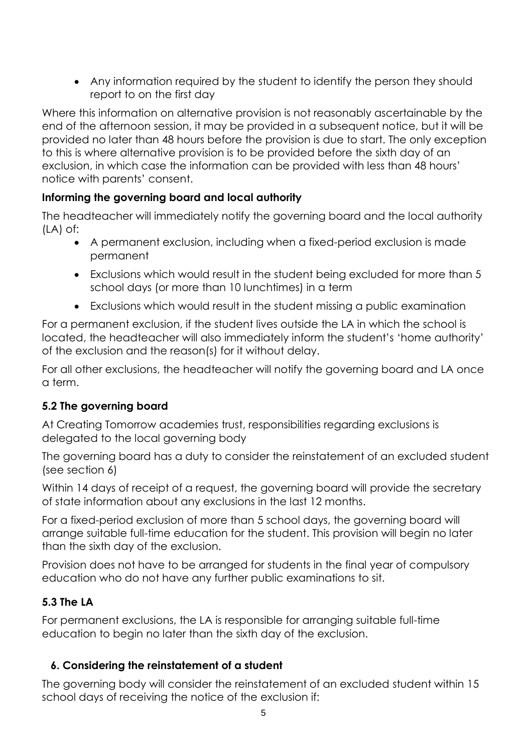- Any information required by the student to identify the person they should report to on the first day

Where this information on alternative provision is not reasonably ascertainable by the end of the afternoon session, it may be provided in a subsequent notice, but it will be provided no later than 48 hours before the provision is due to start. The only exception to this is where alternative provision is to be provided before the sixth day of an exclusion, in which case the information can be provided with less than 48 hours' notice with parents' consent.

**Informing the governing board and local authority**

The headteacher will immediately notify the governing board and the local authority (LA) of:

- A permanent exclusion, including when a fixed-period exclusion is made permanent
- Exclusions which would result in the student being excluded for more than 5 school days (or more than 10 lunchtimes) in a term
- Exclusions which would result in the student missing a public examination

For a permanent exclusion, if the student lives outside the LA in which the school is located, the headteacher will also immediately inform the student's 'home authority' of the exclusion and the reason(s) for it without delay.

For all other exclusions, the headteacher will notify the governing board and LA once a term.

### 5.2 The governing board

At Creating Tomorrow academies trust, responsibilities regarding exclusions is delegated to the local governing body

The governing board has a duty to consider the reinstatement of an excluded student (see section 6)

Within 14 days of receipt of a request, the governing board will provide the secretary of state information about any exclusions in the last 12 months.

For a fixed-period exclusion of more than 5 school days, the governing board will arrange suitable full-time education for the student. This provision will begin no later than the sixth day of the exclusion.

Provision does not have to be arranged for students in the final year of compulsory education who do not have any further public examinations to sit.

### 5.3 The LA

For permanent exclusions, the LA is responsible for arranging suitable full-time education to begin no later than the sixth day of the exclusion.

## 6. Considering the reinstatement of a student

The governing body will consider the reinstatement of an excluded student within 15 school days of receiving the notice of the exclusion if: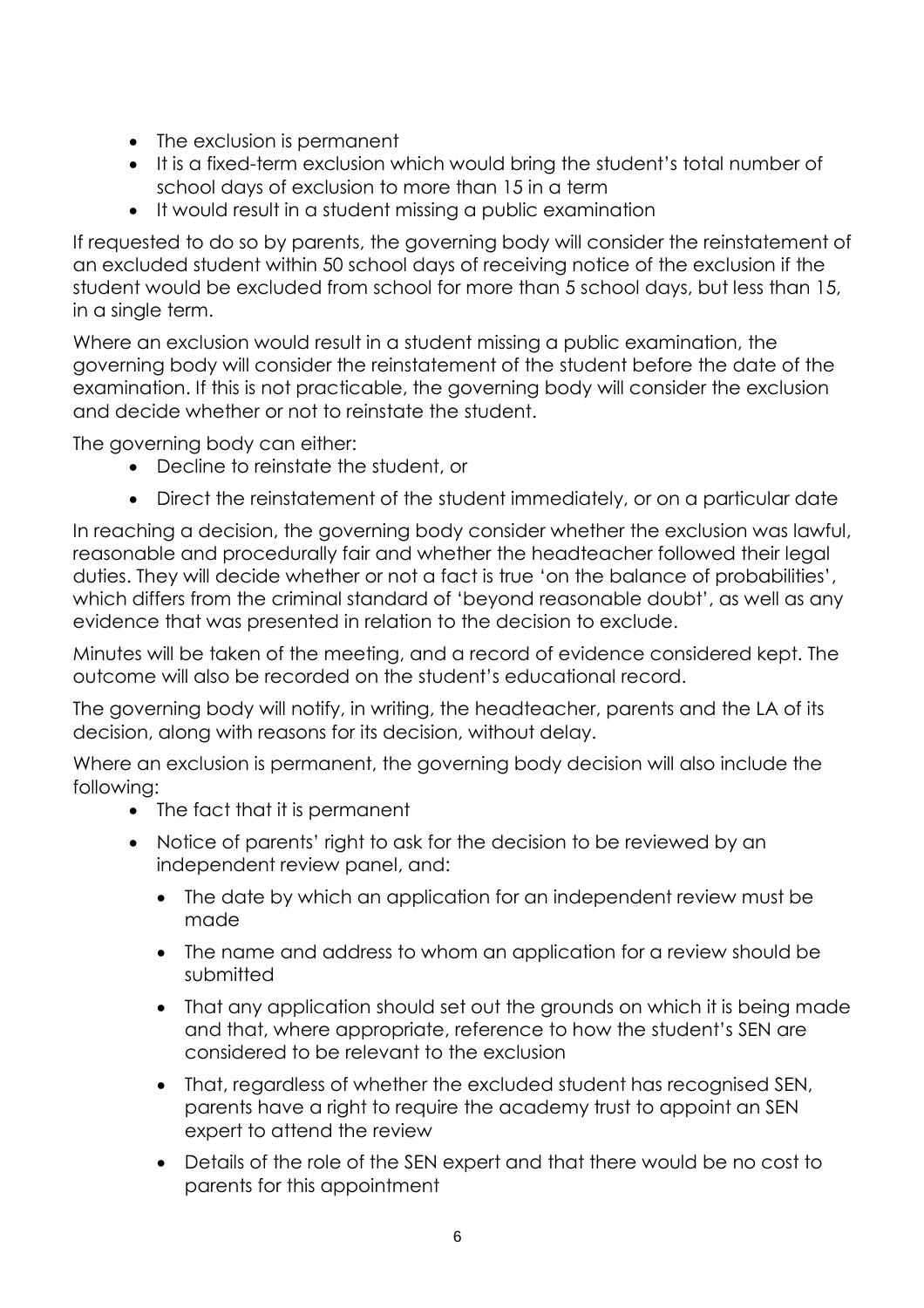- The exclusion is permanent
- It is a fixed-term exclusion which would bring the student's total number of school days of exclusion to more than 15 in a term
- It would result in a student missing a public examination

If requested to do so by parents, the governing body will consider the reinstatement of an excluded student within 50 school days of receiving notice of the exclusion if the student would be excluded from school for more than 5 school days, but less than 15, in a single term.

Where an exclusion would result in a student missing a public examination, the governing body will consider the reinstatement of the student before the date of the examination. If this is not practicable, the governing body will consider the exclusion and decide whether or not to reinstate the student.

The governing body can either:

- Decline to reinstate the student, or
- Direct the reinstatement of the student immediately, or on a particular date

In reaching a decision, the governing body consider whether the exclusion was lawful, reasonable and procedurally fair and whether the headteacher followed their legal duties. They will decide whether or not a fact is true 'on the balance of probabilities', which differs from the criminal standard of 'beyond reasonable doubt', as well as any evidence that was presented in relation to the decision to exclude.

Minutes will be taken of the meeting, and a record of evidence considered kept. The outcome will also be recorded on the student's educational record.

The governing body will notify, in writing, the headteacher, parents and the LA of its decision, along with reasons for its decision, without delay.

Where an exclusion is permanent, the governing body decision will also include the following:

- The fact that it is permanent
- Notice of parents' right to ask for the decision to be reviewed by an independent review panel, and:
  - The date by which an application for an independent review must be made
  - The name and address to whom an application for a review should be submitted
  - That any application should set out the grounds on which it is being made and that, where appropriate, reference to how the student's SEN are considered to be relevant to the exclusion
  - That, regardless of whether the excluded student has recognised SEN, parents have a right to require the academy trust to appoint an SEN expert to attend the review
  - Details of the role of the SEN expert and that there would be no cost to parents for this appointment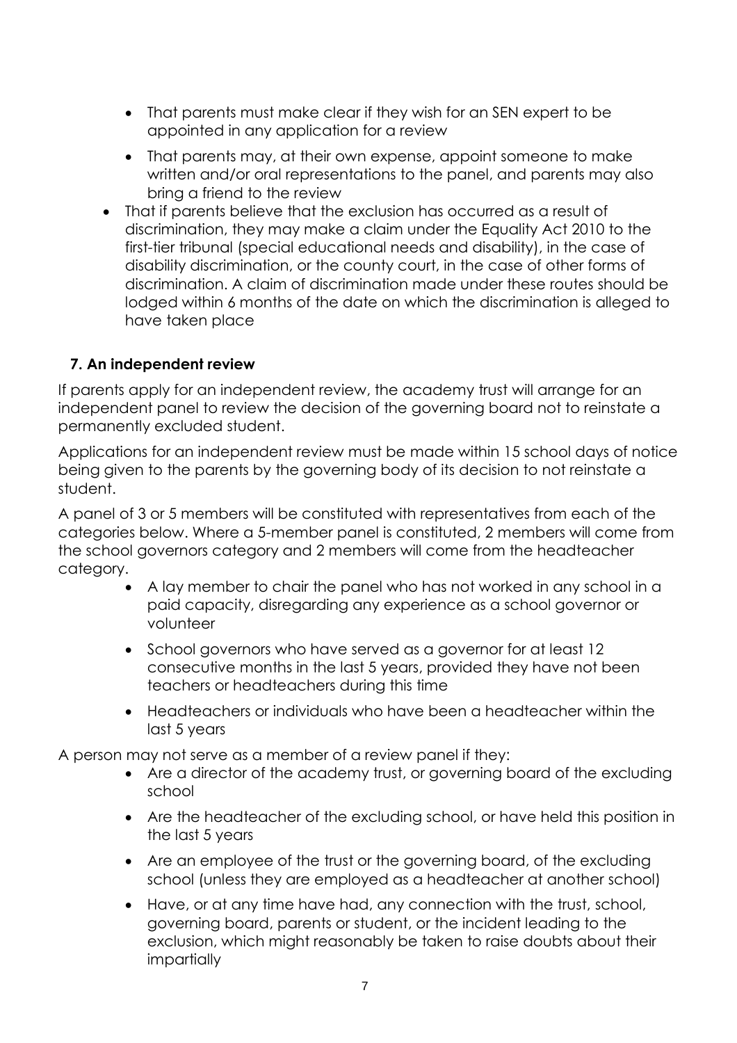- That parents must make clear if they wish for an SEN expert to be appointed in any application for a review
    - That parents may, at their own expense, appoint someone to make written and/or oral representations to the panel, and parents may also bring a friend to the review
- That if parents believe that the exclusion has occurred as a result of discrimination, they may make a claim under the Equality Act 2010 to the first-tier tribunal (special educational needs and disability), in the case of disability discrimination, or the county court, in the case of other forms of discrimination. A claim of discrimination made under these routes should be lodged within 6 months of the date on which the discrimination is alleged to have taken place

## 7. An independent review

If parents apply for an independent review, the academy trust will arrange for an independent panel to review the decision of the governing board not to reinstate a permanently excluded student.

Applications for an independent review must be made within 15 school days of notice being given to the parents by the governing body of its decision to not reinstate a student.

A panel of 3 or 5 members will be constituted with representatives from each of the categories below. Where a 5-member panel is constituted, 2 members will come from the school governors category and 2 members will come from the headteacher category.

- A lay member to chair the panel who has not worked in any school in a paid capacity, disregarding any experience as a school governor or volunteer
- School governors who have served as a governor for at least 12 consecutive months in the last 5 years, provided they have not been teachers or headteachers during this time
- Headteachers or individuals who have been a headteacher within the last 5 years

A person may not serve as a member of a review panel if they:

- Are a director of the academy trust, or governing board of the excluding school
- Are the headteacher of the excluding school, or have held this position in the last 5 years
- Are an employee of the trust or the governing board, of the excluding school (unless they are employed as a headteacher at another school)
- Have, or at any time have had, any connection with the trust, school, governing board, parents or student, or the incident leading to the exclusion, which might reasonably be taken to raise doubts about their impartially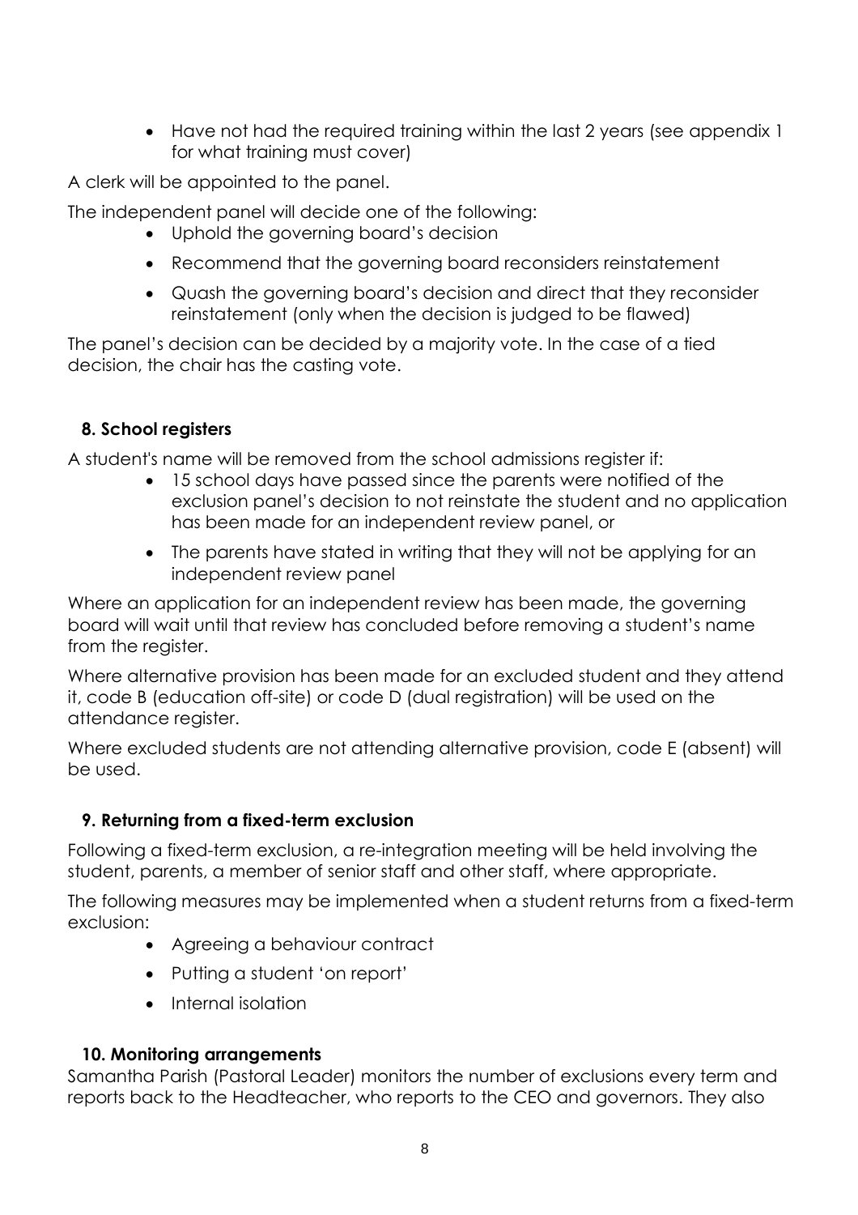- Have not had the required training within the last 2 years (see appendix 1 for what training must cover)

A clerk will be appointed to the panel.

The independent panel will decide one of the following:

- Uphold the governing board's decision
- Recommend that the governing board reconsiders reinstatement
- Quash the governing board's decision and direct that they reconsider reinstatement (only when the decision is judged to be flawed)

The panel's decision can be decided by a majority vote. In the case of a tied decision, the chair has the casting vote.

## 8. School registers

A student's name will be removed from the school admissions register if:

- 15 school days have passed since the parents were notified of the exclusion panel's decision to not reinstate the student and no application has been made for an independent review panel, or
- The parents have stated in writing that they will not be applying for an independent review panel

Where an application for an independent review has been made, the governing board will wait until that review has concluded before removing a student's name from the register.

Where alternative provision has been made for an excluded student and they attend it, code B (education off-site) or code D (dual registration) will be used on the attendance register.

Where excluded students are not attending alternative provision, code E (absent) will be used.

## 9. Returning from a fixed-term exclusion

Following a fixed-term exclusion, a re-integration meeting will be held involving the student, parents, a member of senior staff and other staff, where appropriate.

The following measures may be implemented when a student returns from a fixed-term exclusion:

- Agreeing a behaviour contract
- Putting a student 'on report'
- Internal isolation

## 10. Monitoring arrangements

Samantha Parish (Pastoral Leader) monitors the number of exclusions every term and reports back to the Headteacher, who reports to the CEO and governors. They also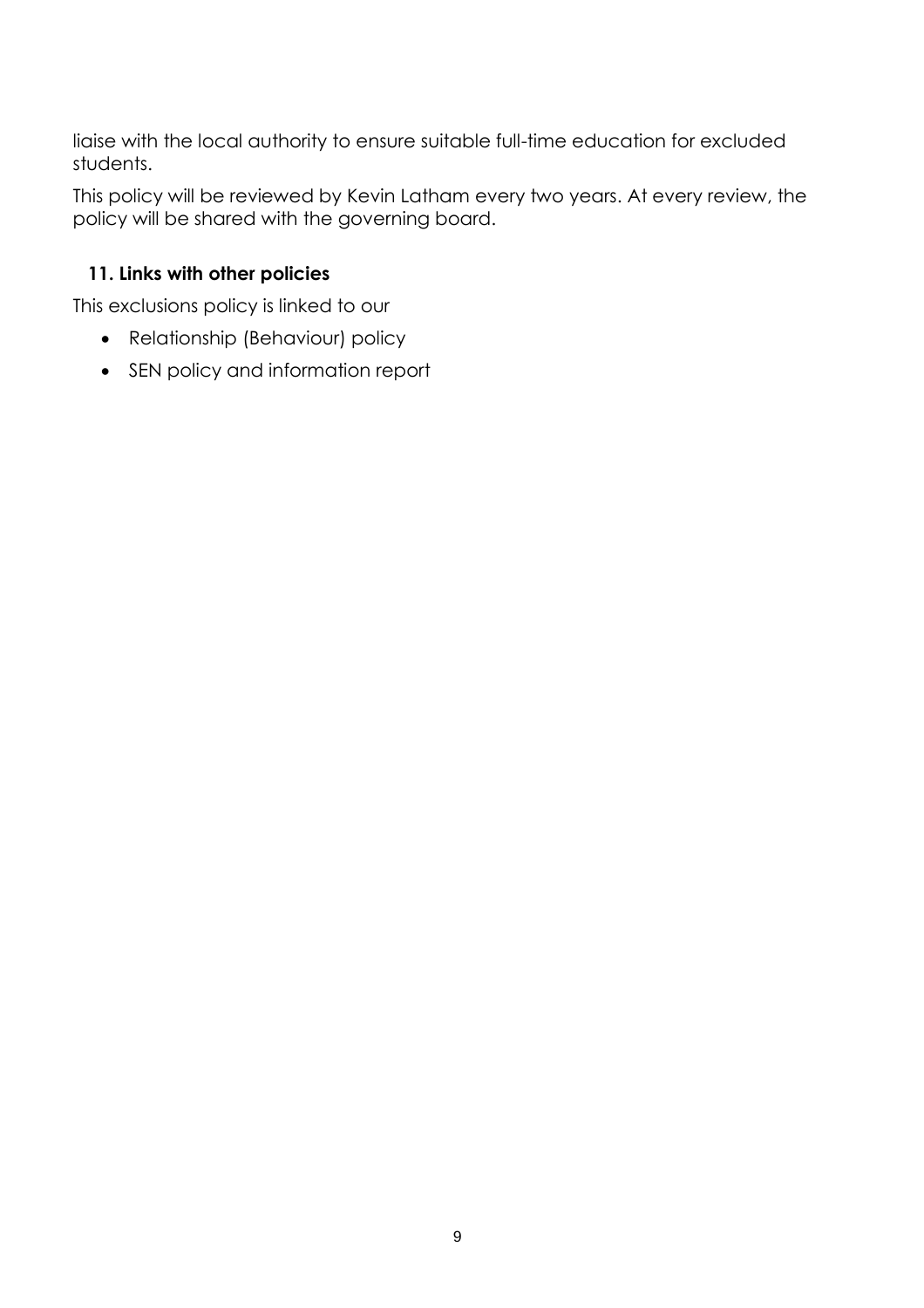liaise with the local authority to ensure suitable full-time education for excluded students.

This policy will be reviewed by Kevin Latham every two years. At every review, the policy will be shared with the governing board.

## 11. Links with other policies

This exclusions policy is linked to our

- Relationship (Behaviour) policy
- SEN policy and information report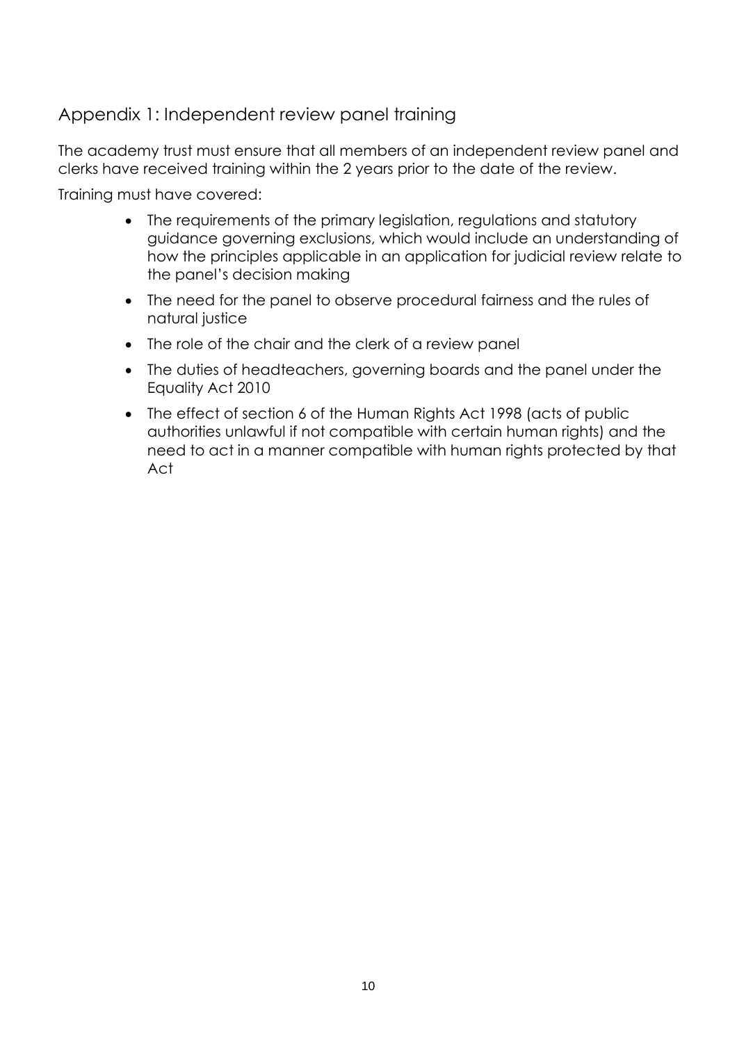## Appendix 1: Independent review panel training

The academy trust must ensure that all members of an independent review panel and clerks have received training within the 2 years prior to the date of the review.

Training must have covered:

- The requirements of the primary legislation, regulations and statutory guidance governing exclusions, which would include an understanding of how the principles applicable in an application for judicial review relate to the panel's decision making
- The need for the panel to observe procedural fairness and the rules of natural justice
- The role of the chair and the clerk of a review panel
- The duties of headteachers, governing boards and the panel under the Equality Act 2010
- The effect of section 6 of the Human Rights Act 1998 (acts of public authorities unlawful if not compatible with certain human rights) and the need to act in a manner compatible with human rights protected by that Act